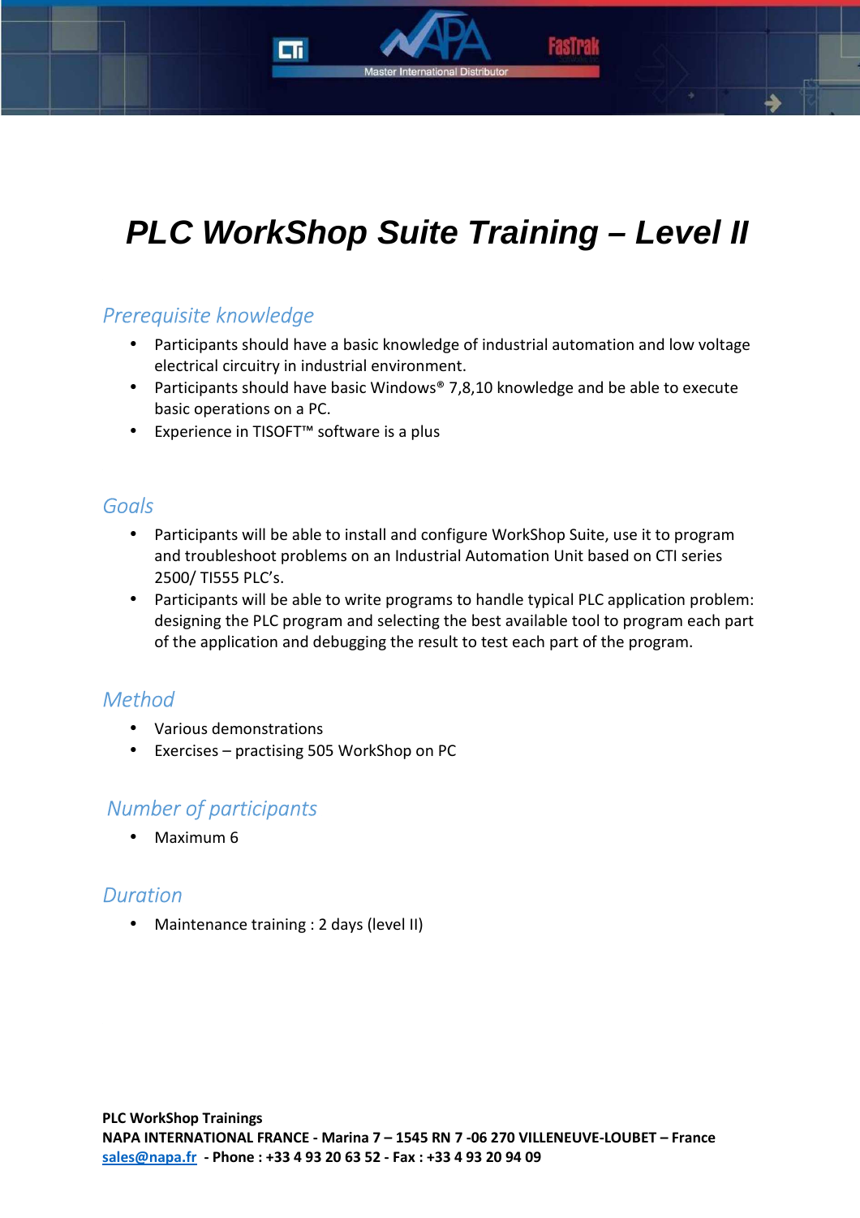# PLC WorkShop Suite Training – Level II

## Prerequisite knowledge

- Participants should have a basic knowledge of industrial automation and low voltage electrical circuitry in industrial environment.
- Participants should have basic Windows® 7,8,10 knowledge and be able to execute basic operations on a PC.
- Experience in TISOFT™ software is a plus

## Goals

- Participants will be able to install and configure WorkShop Suite, use it to program and troubleshoot problems on an Industrial Automation Unit based on CTI series 2500/ TI555 PLC's.
- Participants will be able to write programs to handle typical PLC application problem: designing the PLC program and selecting the best available tool to program each part of the application and debugging the result to test each part of the program.

## Method

- Various demonstrations
- Exercises – practising 505 WorkShop on PC

## Number of participants

- Maximum 6

## Duration

- Maintenance training : 2 days (level II)

**PLC WorkShop Trainings**
**NAPA INTERNATIONAL FRANCE - Marina 7 – 1545 RN 7 -06 270 VILLENEUVE-LOUBET – France**
sales@napa.fr **- Phone : +33 4 93 20 63 52 - Fax : +33 4 93 20 94 09**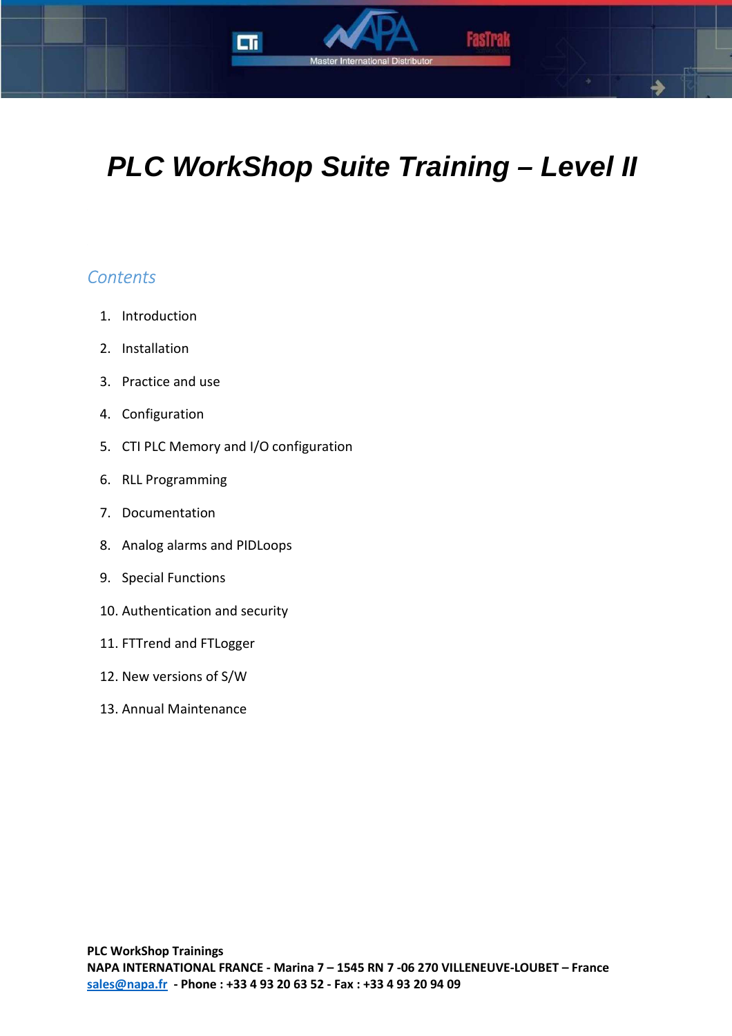# PLC WorkShop Suite Training – Level II

## Contents

1. Introduction
2. Installation
3. Practice and use
4. Configuration
5. CTI PLC Memory and I/O configuration
6. RLL Programming
7. Documentation
8. Analog alarms and PIDLoops
9. Special Functions
10. Authentication and security
11. FTTrend and FTLogger
12. New versions of S/W
13. Annual Maintenance

**PLC WorkShop Trainings**
**NAPA INTERNATIONAL FRANCE - Marina 7 – 1545 RN 7 -06 270 VILLENEUVE-LOUBET – France**
**sales@napa.fr - Phone : +33 4 93 20 63 52 - Fax : +33 4 93 20 94 09**